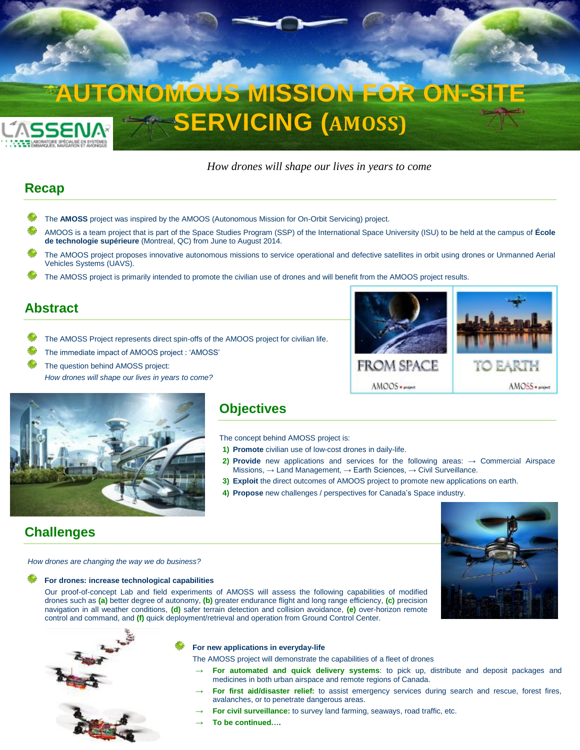# AUTONOMOUS MISSION FOR ON-SITE SERVICING (AMOSS)

*How drones will shape our lives in years to come*

## Recap

- The **AMOSS** project was inspired by the AMOOS (Autonomous Mission for On-Orbit Servicing) project.
- AMOOS is a team project that is part of the Space Studies Program (SSP) of the International Space University (ISU) to be held at the campus of **École de technologie supérieure** (Montreal, QC) from June to August 2014.
- The AMOOS project proposes innovative autonomous missions to service operational and defective satellites in orbit using drones or Unmanned Aerial Vehicles Systems (UAVS).
- The AMOSS project is primarily intended to promote the civilian use of drones and will benefit from the AMOOS project results.

## Abstract

- The AMOSS Project represents direct spin-offs of the AMOOS project for civilian life.
- The immediate impact of AMOOS project : 'AMOSS'
- The question behind AMOSS project:
  *How drones will shape our lives in years to come?*

## Objectives

The concept behind AMOSS project is:

1) **Promote** civilian use of low-cost drones in daily-life.
2) **Provide** new applications and services for the following areas: → Commercial Airspace Missions, → Land Management, → Earth Sciences, → Civil Surveillance.
3) **Exploit** the direct outcomes of AMOOS project to promote new applications on earth.
4) **Propose** new challenges / perspectives for Canada's Space industry.

## Challenges

*How drones are changing the way we do business?*

- **For drones: increase technological capabilities**

  Our proof-of-concept Lab and field experiments of AMOSS will assess the following capabilities of modified drones such as **(a)** better degree of autonomy, **(b)** greater endurance flight and long range efficiency, **(c)** precision navigation in all weather conditions, **(d)** safer terrain detection and collision avoidance, **(e)** over-horizon remote control and command, and **(f)** quick deployment/retrieval and operation from Ground Control Center.

- **For new applications in everyday-life**

  The AMOSS project will demonstrate the capabilities of a fleet of drones

  → **For automated and quick delivery systems**: to pick up, distribute and deposit packages and medicines in both urban airspace and remote regions of Canada.

  → **For first aid/disaster relief:** to assist emergency services during search and rescue, forest fires, avalanches, or to penetrate dangerous areas.

  → **For civil surveillance:** to survey land farming, seaways, road traffic, etc.

  → **To be continued….**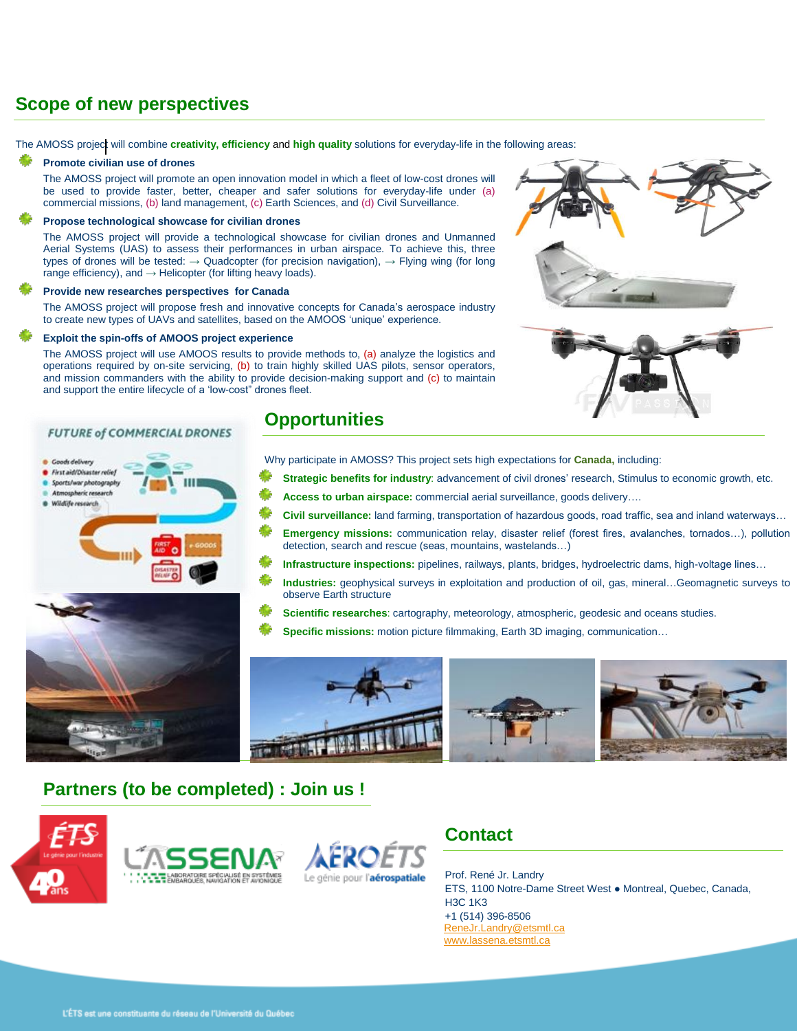## Scope of new perspectives

The AMOSS project will combine **creativity, efficiency** and **high quality** solutions for everyday-life in the following areas:

- **Promote civilian use of drones**

  The AMOSS project will promote an open innovation model in which a fleet of low-cost drones will be used to provide faster, better, cheaper and safer solutions for everyday-life under (a) commercial missions, (b) land management, (c) Earth Sciences, and (d) Civil Surveillance.

- **Propose technological showcase for civilian drones**

  The AMOSS project will provide a technological showcase for civilian drones and Unmanned Aerial Systems (UAS) to assess their performances in urban airspace. To achieve this, three types of drones will be tested: → Quadcopter (for precision navigation), → Flying wing (for long range efficiency), and → Helicopter (for lifting heavy loads).

- **Provide new researches perspectives for Canada**

  The AMOSS project will propose fresh and innovative concepts for Canada's aerospace industry to create new types of UAVs and satellites, based on the AMOOS 'unique' experience.

- **Exploit the spin-offs of AMOOS project experience**

  The AMOSS project will use AMOOS results to provide methods to, (a) analyze the logistics and operations required by on-site servicing, (b) to train highly skilled UAS pilots, sensor operators, and mission commanders with the ability to provide decision-making support and (c) to maintain and support the entire lifecycle of a 'low-cost" drones fleet.

## Opportunities

Why participate in AMOSS? This project sets high expectations for **Canada,** including:

- **Strategic benefits for industry**: advancement of civil drones' research, Stimulus to economic growth, etc.
- **Access to urban airspace:** commercial aerial surveillance, goods delivery….
- **Civil surveillance:** land farming, transportation of hazardous goods, road traffic, sea and inland waterways…
- **Emergency missions:** communication relay, disaster relief (forest fires, avalanches, tornados…), pollution detection, search and rescue (seas, mountains, wastelands…)
- **Infrastructure inspections:** pipelines, railways, plants, bridges, hydroelectric dams, high-voltage lines…
- **Industries:** geophysical surveys in exploitation and production of oil, gas, mineral…Geomagnetic surveys to observe Earth structure
- **Scientific researches**: cartography, meteorology, atmospheric, geodesic and oceans studies.
- **Specific missions:** motion picture filmmaking, Earth 3D imaging, communication…

## Partners (to be completed) : Join us !

## Contact

Prof. René Jr. Landry
ETS, 1100 Notre-Dame Street West • Montreal, Quebec, Canada, H3C 1K3
+1 (514) 396-8506
ReneJr.Landry@etsmtl.ca
www.lassena.etsmtl.ca